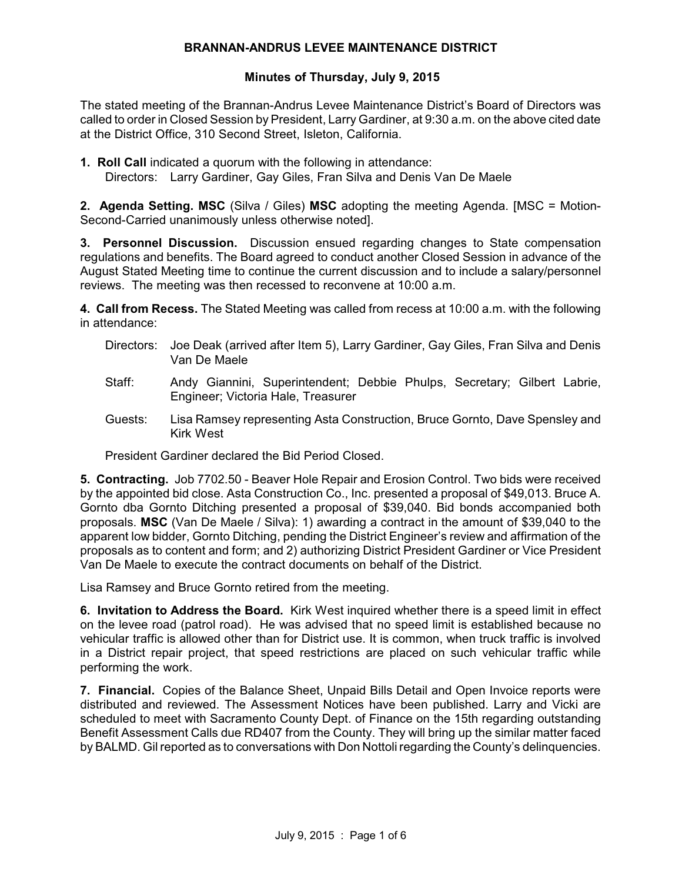# BRANNAN-ANDRUS LEVEE MAINTENANCE DISTRICT

## Minutes of Thursday, July 9, 2015

The stated meeting of the Brannan-Andrus Levee Maintenance District's Board of Directors was called to order in Closed Session by President, Larry Gardiner, at 9:30 a.m. on the above cited date at the District Office, 310 Second Street, Isleton, California.

**1. Roll Call** indicated a quorum with the following in attendance:
Directors: Larry Gardiner, Gay Giles, Fran Silva and Denis Van De Maele

**2. Agenda Setting. MSC** (Silva / Giles) **MSC** adopting the meeting Agenda. [MSC = Motion-Second-Carried unanimously unless otherwise noted].

**3. Personnel Discussion.** Discussion ensued regarding changes to State compensation regulations and benefits. The Board agreed to conduct another Closed Session in advance of the August Stated Meeting time to continue the current discussion and to include a salary/personnel reviews. The meeting was then recessed to reconvene at 10:00 a.m.

**4. Call from Recess.** The Stated Meeting was called from recess at 10:00 a.m. with the following in attendance:

Directors: Joe Deak (arrived after Item 5), Larry Gardiner, Gay Giles, Fran Silva and Denis Van De Maele

Staff: Andy Giannini, Superintendent; Debbie Phulps, Secretary; Gilbert Labrie, Engineer; Victoria Hale, Treasurer

Guests: Lisa Ramsey representing Asta Construction, Bruce Gornto, Dave Spensley and Kirk West

President Gardiner declared the Bid Period Closed.

**5. Contracting.** Job 7702.50 - Beaver Hole Repair and Erosion Control. Two bids were received by the appointed bid close. Asta Construction Co., Inc. presented a proposal of $49,013. Bruce A. Gornto dba Gornto Ditching presented a proposal of $39,040. Bid bonds accompanied both proposals. **MSC** (Van De Maele / Silva): 1) awarding a contract in the amount of $39,040 to the apparent low bidder, Gornto Ditching, pending the District Engineer's review and affirmation of the proposals as to content and form; and 2) authorizing District President Gardiner or Vice President Van De Maele to execute the contract documents on behalf of the District.

Lisa Ramsey and Bruce Gornto retired from the meeting.

**6. Invitation to Address the Board.** Kirk West inquired whether there is a speed limit in effect on the levee road (patrol road). He was advised that no speed limit is established because no vehicular traffic is allowed other than for District use. It is common, when truck traffic is involved in a District repair project, that speed restrictions are placed on such vehicular traffic while performing the work.

**7. Financial.** Copies of the Balance Sheet, Unpaid Bills Detail and Open Invoice reports were distributed and reviewed. The Assessment Notices have been published. Larry and Vicki are scheduled to meet with Sacramento County Dept. of Finance on the 15th regarding outstanding Benefit Assessment Calls due RD407 from the County. They will bring up the similar matter faced by BALMD. Gil reported as to conversations with Don Nottoli regarding the County's delinquencies.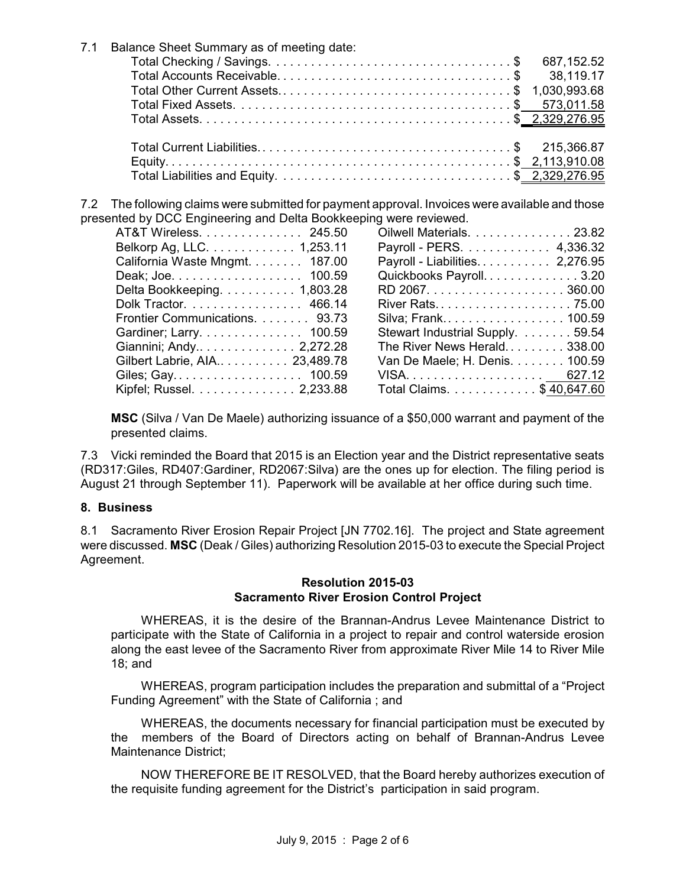7.1 Balance Sheet Summary as of meeting date:

| | |
|---|---|
| Total Checking / Savings | $ 687,152.52 |
| Total Accounts Receivable | $ 38,119.17 |
| Total Other Current Assets | $ 1,030,993.68 |
| Total Fixed Assets | $ 573,011.58 |
| Total Assets | $ 2,329,276.95 |
| | |
| Total Current Liabilities | $ 215,366.87 |
| Equity | $ 2,113,910.08 |
| Total Liabilities and Equity | $ 2,329,276.95 |

7.2 The following claims were submitted for payment approval. Invoices were available and those presented by DCC Engineering and Delta Bookkeeping were reviewed.

| | | | |
|---|---|---|---|
| AT&T Wireless | 245.50 | Oilwell Materials | 23.82 |
| Belkorp Ag, LLC | 1,253.11 | Payroll - PERS | 4,336.32 |
| California Waste Mngmt | 187.00 | Payroll - Liabilities | 2,276.95 |
| Deak; Joe | 100.59 | Quickbooks Payroll | 3.20 |
| Delta Bookkeeping | 1,803.28 | RD 2067 | 360.00 |
| Dolk Tractor | 466.14 | River Rats | 75.00 |
| Frontier Communications | 93.73 | Silva; Frank | 100.59 |
| Gardiner; Larry | 100.59 | Stewart Industrial Supply | 59.54 |
| Giannini; Andy | 2,272.28 | The River News Herald | 338.00 |
| Gilbert Labrie, AIA | 23,489.78 | Van De Maele; H. Denis | 100.59 |
| Giles; Gay | 100.59 | VISA | 627.12 |
| Kipfel; Russel | 2,233.88 | Total Claims | $ 40,647.60 |

**MSC** (Silva / Van De Maele) authorizing issuance of a $50,000 warrant and payment of the presented claims.

7.3 Vicki reminded the Board that 2015 is an Election year and the District representative seats (RD317:Giles, RD407:Gardiner, RD2067:Silva) are the ones up for election. The filing period is August 21 through September 11). Paperwork will be available at her office during such time.

## 8. Business

8.1 Sacramento River Erosion Repair Project [JN 7702.16]. The project and State agreement were discussed. **MSC** (Deak / Giles) authorizing Resolution 2015-03 to execute the Special Project Agreement.

### Resolution 2015-03
### Sacramento River Erosion Control Project

WHEREAS, it is the desire of the Brannan-Andrus Levee Maintenance District to participate with the State of California in a project to repair and control waterside erosion along the east levee of the Sacramento River from approximate River Mile 14 to River Mile 18; and

WHEREAS, program participation includes the preparation and submittal of a "Project Funding Agreement" with the State of California ; and

WHEREAS, the documents necessary for financial participation must be executed by the members of the Board of Directors acting on behalf of Brannan-Andrus Levee Maintenance District;

NOW THEREFORE BE IT RESOLVED, that the Board hereby authorizes execution of the requisite funding agreement for the District's participation in said program.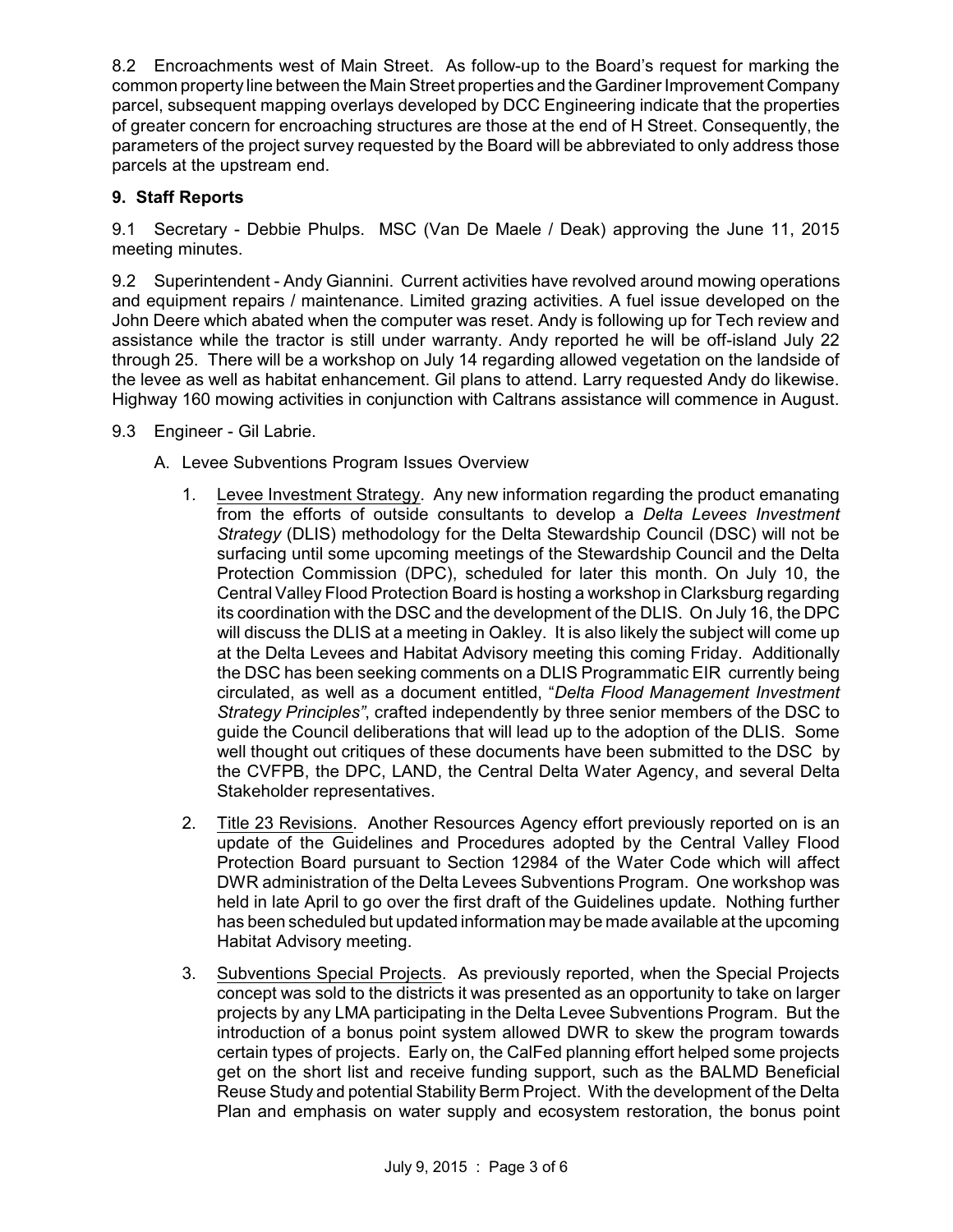8.2 Encroachments west of Main Street. As follow-up to the Board's request for marking the common property line between the Main Street properties and the Gardiner Improvement Company parcel, subsequent mapping overlays developed by DCC Engineering indicate that the properties of greater concern for encroaching structures are those at the end of H Street. Consequently, the parameters of the project survey requested by the Board will be abbreviated to only address those parcels at the upstream end.

**9. Staff Reports**

9.1 Secretary - Debbie Phulps. MSC (Van De Maele / Deak) approving the June 11, 2015 meeting minutes.

9.2 Superintendent - Andy Giannini. Current activities have revolved around mowing operations and equipment repairs / maintenance. Limited grazing activities. A fuel issue developed on the John Deere which abated when the computer was reset. Andy is following up for Tech review and assistance while the tractor is still under warranty. Andy reported he will be off-island July 22 through 25. There will be a workshop on July 14 regarding allowed vegetation on the landside of the levee as well as habitat enhancement. Gil plans to attend. Larry requested Andy do likewise. Highway 160 mowing activities in conjunction with Caltrans assistance will commence in August.

9.3 Engineer - Gil Labrie.

A. Levee Subventions Program Issues Overview

1. Levee Investment Strategy. Any new information regarding the product emanating from the efforts of outside consultants to develop a *Delta Levees Investment Strategy* (DLIS) methodology for the Delta Stewardship Council (DSC) will not be surfacing until some upcoming meetings of the Stewardship Council and the Delta Protection Commission (DPC), scheduled for later this month. On July 10, the Central Valley Flood Protection Board is hosting a workshop in Clarksburg regarding its coordination with the DSC and the development of the DLIS. On July 16, the DPC will discuss the DLIS at a meeting in Oakley. It is also likely the subject will come up at the Delta Levees and Habitat Advisory meeting this coming Friday. Additionally the DSC has been seeking comments on a DLIS Programmatic EIR currently being circulated, as well as a document entitled, "*Delta Flood Management Investment Strategy Principles"*, crafted independently by three senior members of the DSC to guide the Council deliberations that will lead up to the adoption of the DLIS. Some well thought out critiques of these documents have been submitted to the DSC by the CVFPB, the DPC, LAND, the Central Delta Water Agency, and several Delta Stakeholder representatives.

2. Title 23 Revisions. Another Resources Agency effort previously reported on is an update of the Guidelines and Procedures adopted by the Central Valley Flood Protection Board pursuant to Section 12984 of the Water Code which will affect DWR administration of the Delta Levees Subventions Program. One workshop was held in late April to go over the first draft of the Guidelines update. Nothing further has been scheduled but updated information may be made available at the upcoming Habitat Advisory meeting.

3. Subventions Special Projects. As previously reported, when the Special Projects concept was sold to the districts it was presented as an opportunity to take on larger projects by any LMA participating in the Delta Levee Subventions Program. But the introduction of a bonus point system allowed DWR to skew the program towards certain types of projects. Early on, the CalFed planning effort helped some projects get on the short list and receive funding support, such as the BALMD Beneficial Reuse Study and potential Stability Berm Project. With the development of the Delta Plan and emphasis on water supply and ecosystem restoration, the bonus point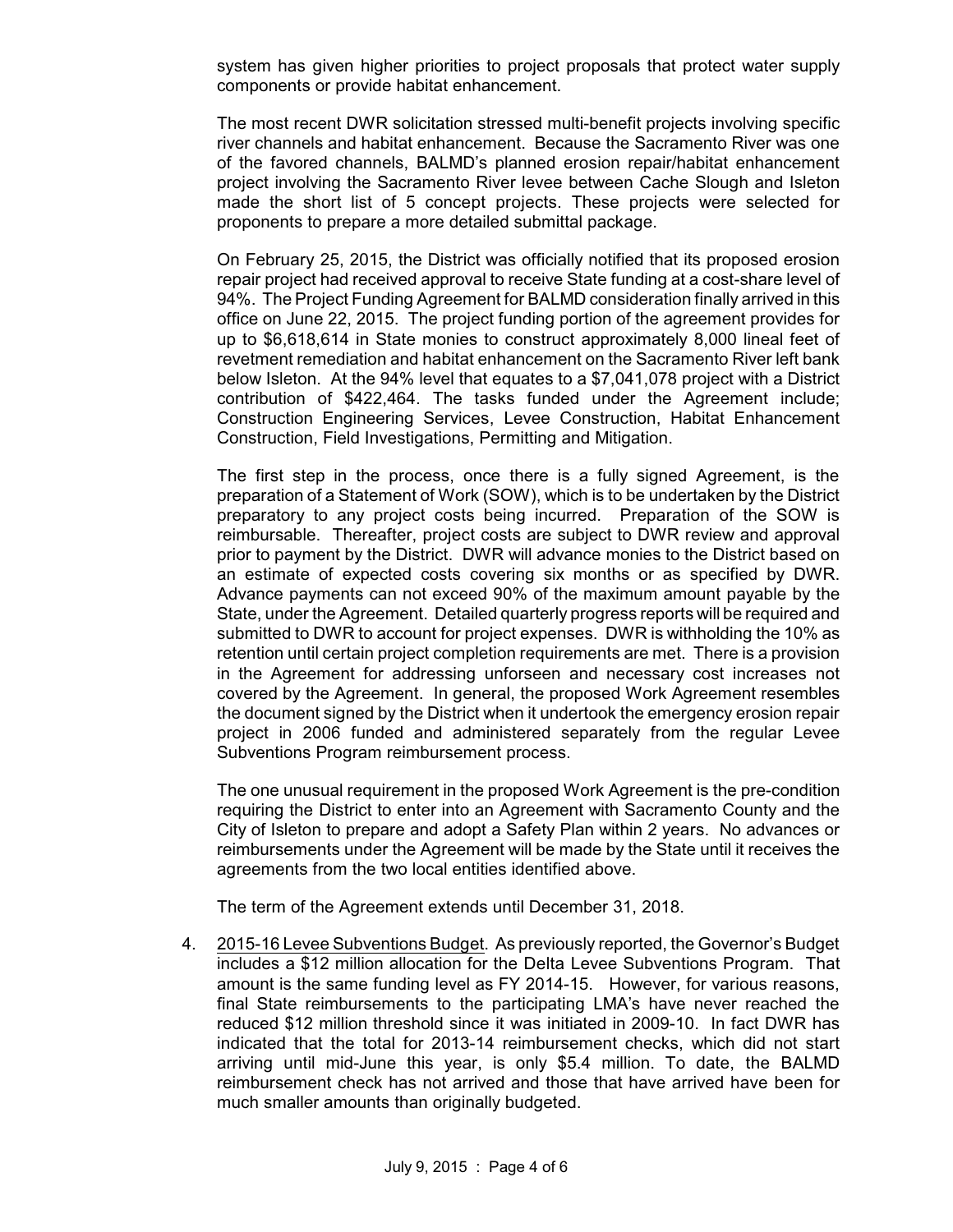system has given higher priorities to project proposals that protect water supply components or provide habitat enhancement.

The most recent DWR solicitation stressed multi-benefit projects involving specific river channels and habitat enhancement. Because the Sacramento River was one of the favored channels, BALMD's planned erosion repair/habitat enhancement project involving the Sacramento River levee between Cache Slough and Isleton made the short list of 5 concept projects. These projects were selected for proponents to prepare a more detailed submittal package.

On February 25, 2015, the District was officially notified that its proposed erosion repair project had received approval to receive State funding at a cost-share level of 94%. The Project Funding Agreement for BALMD consideration finally arrived in this office on June 22, 2015. The project funding portion of the agreement provides for up to $6,618,614 in State monies to construct approximately 8,000 lineal feet of revetment remediation and habitat enhancement on the Sacramento River left bank below Isleton. At the 94% level that equates to a $7,041,078 project with a District contribution of $422,464. The tasks funded under the Agreement include; Construction Engineering Services, Levee Construction, Habitat Enhancement Construction, Field Investigations, Permitting and Mitigation.

The first step in the process, once there is a fully signed Agreement, is the preparation of a Statement of Work (SOW), which is to be undertaken by the District preparatory to any project costs being incurred. Preparation of the SOW is reimbursable. Thereafter, project costs are subject to DWR review and approval prior to payment by the District. DWR will advance monies to the District based on an estimate of expected costs covering six months or as specified by DWR. Advance payments can not exceed 90% of the maximum amount payable by the State, under the Agreement. Detailed quarterly progress reports will be required and submitted to DWR to account for project expenses. DWR is withholding the 10% as retention until certain project completion requirements are met. There is a provision in the Agreement for addressing unforseen and necessary cost increases not covered by the Agreement. In general, the proposed Work Agreement resembles the document signed by the District when it undertook the emergency erosion repair project in 2006 funded and administered separately from the regular Levee Subventions Program reimbursement process.

The one unusual requirement in the proposed Work Agreement is the pre-condition requiring the District to enter into an Agreement with Sacramento County and the City of Isleton to prepare and adopt a Safety Plan within 2 years. No advances or reimbursements under the Agreement will be made by the State until it receives the agreements from the two local entities identified above.

The term of the Agreement extends until December 31, 2018.

4. <u>2015-16 Levee Subventions Budget</u>. As previously reported, the Governor's Budget includes a $12 million allocation for the Delta Levee Subventions Program. That amount is the same funding level as FY 2014-15. However, for various reasons, final State reimbursements to the participating LMA's have never reached the reduced $12 million threshold since it was initiated in 2009-10. In fact DWR has indicated that the total for 2013-14 reimbursement checks, which did not start arriving until mid-June this year, is only $5.4 million. To date, the BALMD reimbursement check has not arrived and those that have arrived have been for much smaller amounts than originally budgeted.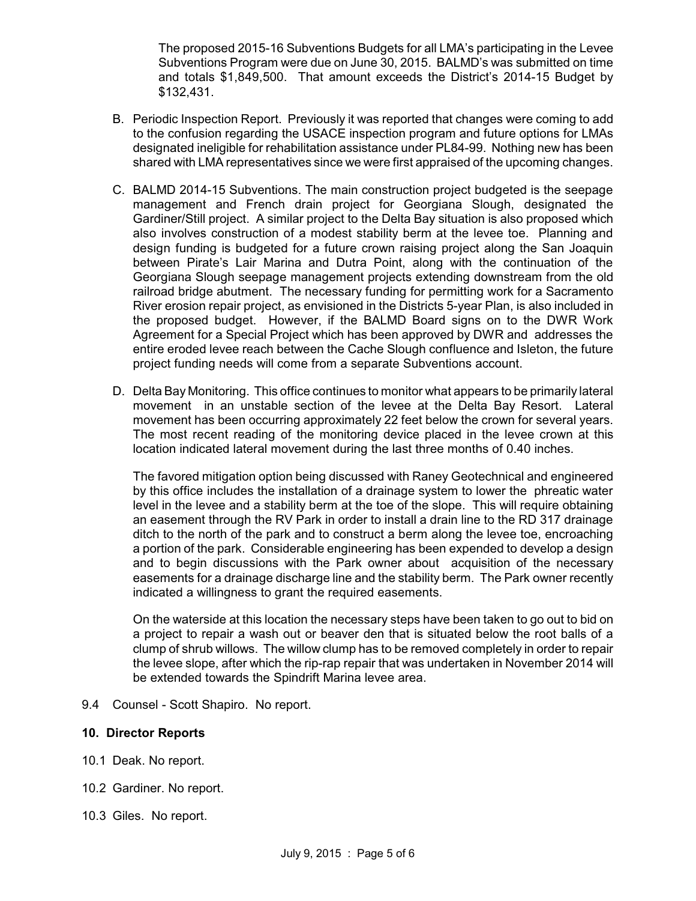The proposed 2015-16 Subventions Budgets for all LMA's participating in the Levee Subventions Program were due on June 30, 2015. BALMD's was submitted on time and totals $1,849,500. That amount exceeds the District's 2014-15 Budget by $132,431.

B. Periodic Inspection Report. Previously it was reported that changes were coming to add to the confusion regarding the USACE inspection program and future options for LMAs designated ineligible for rehabilitation assistance under PL84-99. Nothing new has been shared with LMA representatives since we were first appraised of the upcoming changes.

C. BALMD 2014-15 Subventions. The main construction project budgeted is the seepage management and French drain project for Georgiana Slough, designated the Gardiner/Still project. A similar project to the Delta Bay situation is also proposed which also involves construction of a modest stability berm at the levee toe. Planning and design funding is budgeted for a future crown raising project along the San Joaquin between Pirate's Lair Marina and Dutra Point, along with the continuation of the Georgiana Slough seepage management projects extending downstream from the old railroad bridge abutment. The necessary funding for permitting work for a Sacramento River erosion repair project, as envisioned in the Districts 5-year Plan, is also included in the proposed budget. However, if the BALMD Board signs on to the DWR Work Agreement for a Special Project which has been approved by DWR and addresses the entire eroded levee reach between the Cache Slough confluence and Isleton, the future project funding needs will come from a separate Subventions account.

D. Delta Bay Monitoring. This office continues to monitor what appears to be primarily lateral movement in an unstable section of the levee at the Delta Bay Resort. Lateral movement has been occurring approximately 22 feet below the crown for several years. The most recent reading of the monitoring device placed in the levee crown at this location indicated lateral movement during the last three months of 0.40 inches.

   The favored mitigation option being discussed with Raney Geotechnical and engineered by this office includes the installation of a drainage system to lower the phreatic water level in the levee and a stability berm at the toe of the slope. This will require obtaining an easement through the RV Park in order to install a drain line to the RD 317 drainage ditch to the north of the park and to construct a berm along the levee toe, encroaching a portion of the park. Considerable engineering has been expended to develop a design and to begin discussions with the Park owner about acquisition of the necessary easements for a drainage discharge line and the stability berm. The Park owner recently indicated a willingness to grant the required easements.

   On the waterside at this location the necessary steps have been taken to go out to bid on a project to repair a wash out or beaver den that is situated below the root balls of a clump of shrub willows. The willow clump has to be removed completely in order to repair the levee slope, after which the rip-rap repair that was undertaken in November 2014 will be extended towards the Spindrift Marina levee area.

9.4 Counsel - Scott Shapiro. No report.

**10. Director Reports**

10.1 Deak. No report.

10.2 Gardiner. No report.

10.3 Giles. No report.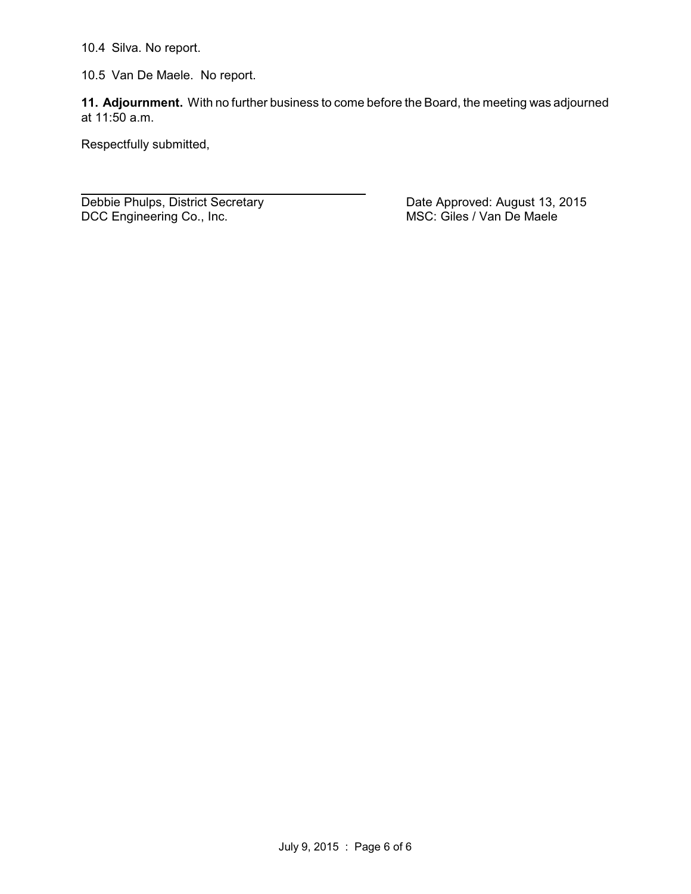10.4 Silva. No report.

10.5 Van De Maele. No report.

**11. Adjournment.** With no further business to come before the Board, the meeting was adjourned at 11:50 a.m.

Respectfully submitted,

Debbie Phulps, District Secretary
DCC Engineering Co., Inc.

Date Approved: August 13, 2015
MSC: Giles / Van De Maele